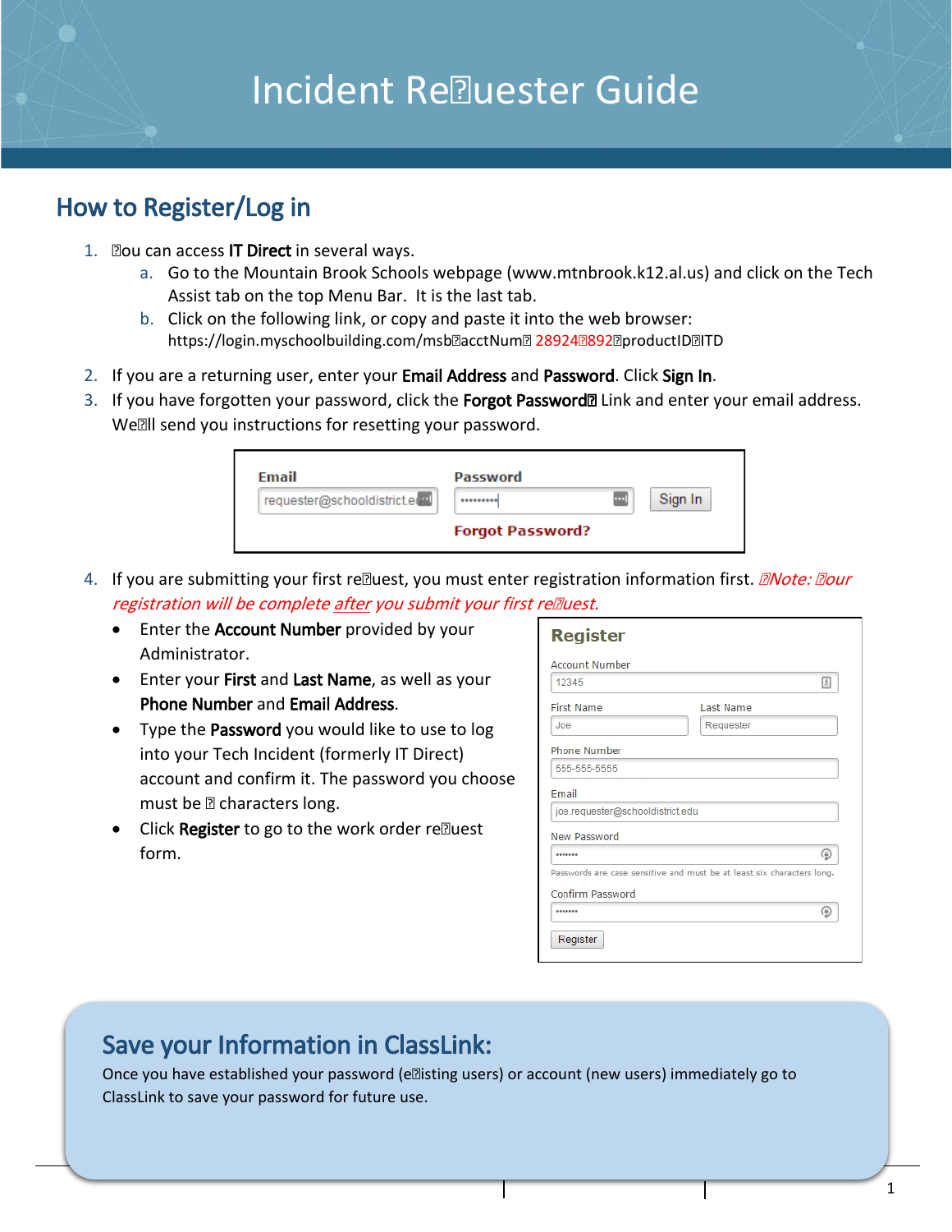# Incident Requester Guide

## How to Register/Log in

1. You can access **IT Direct** in several ways.
   a. Go to the Mountain Brook Schools webpage (www.mtnbrook.k12.al.us) and click on the Tech Assist tab on the top Menu Bar. It is the last tab.
   b. Click on the following link, or copy and paste it into the web browser: https://login.myschoolbuilding.com/msb?acctNum=289246892&productID=ITD
2. If you are a returning user, enter your **Email Address** and **Password**. Click **Sign In**.
3. If you have forgotten your password, click the **Forgot Password?** Link and enter your email address. We'll send you instructions for resetting your password.
4. If you are submitting your first request, you must enter registration information first. *Note: Your registration will be complete after you submit your first request.*
   - Enter the **Account Number** provided by your Administrator.
   - Enter your **First** and **Last Name**, as well as your **Phone Number** and **Email Address**.
   - Type the **Password** you would like to use to log into your Tech Incident (formerly IT Direct) account and confirm it. The password you choose must be 6 characters long.
   - Click **Register** to go to the work order request form.

## Save your Information in ClassLink:

Once you have established your password (existing users) or account (new users) immediately go to ClassLink to save your password for future use.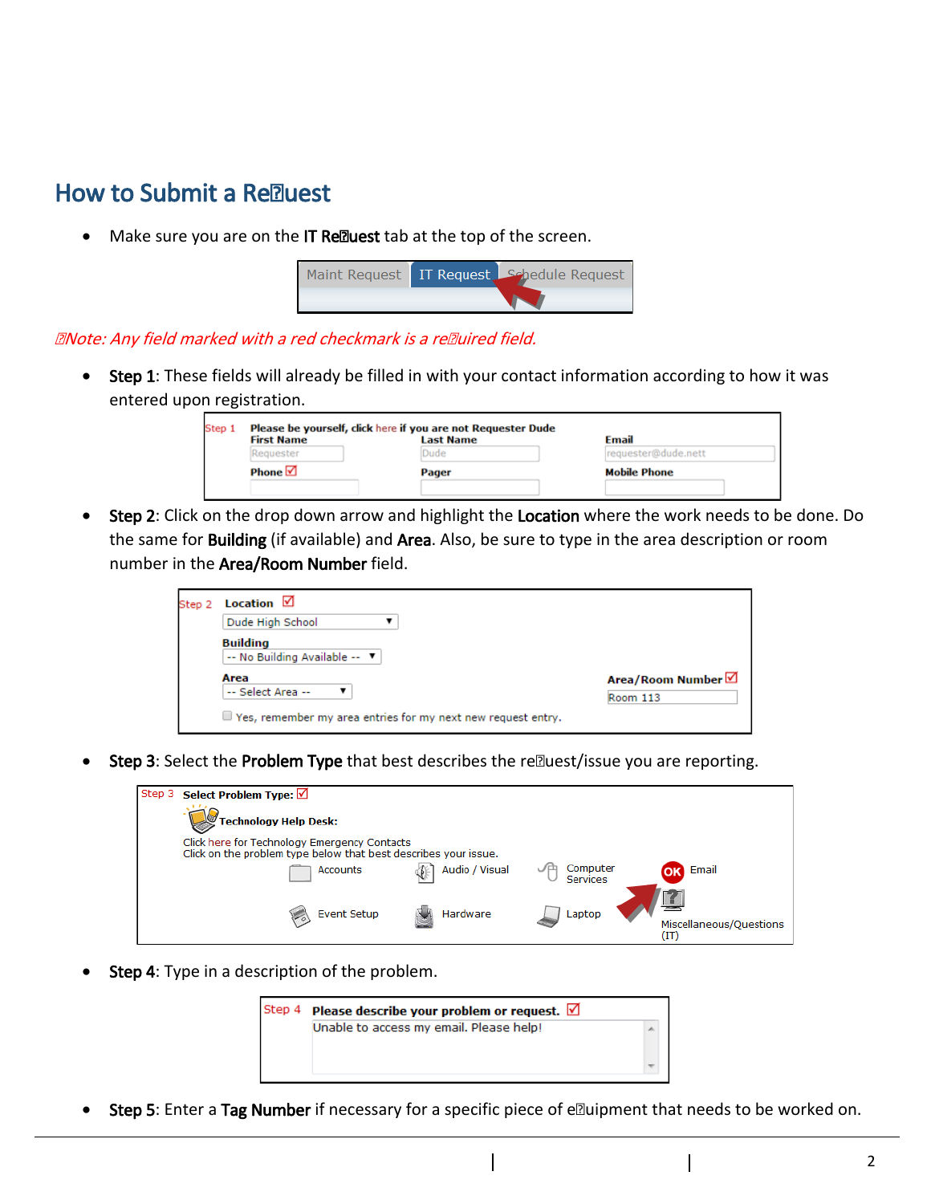## How to Submit a Re�uest

- Make sure you are on the **IT Re�uest** tab at the top of the screen.

Maint Request | IT Request | Schedule Request

*�Note: Any field marked with a red checkmark is a re�uired field.*

- **Step 1**: These fields will already be filled in with your contact information according to how it was entered upon registration.

Step 1 **Please be yourself, click here if you are not Requester Dude**

**First Name** Requester | **Last Name** Dude | **Email** requester@dude.nett

**Phone** | **Pager** | **Mobile Phone**

- **Step 2**: Click on the drop down arrow and highlight the **Location** where the work needs to be done. Do the same for **Building** (if available) and **Area**. Also, be sure to type in the area description or room number in the **Area/Room Number** field.

Step 2 **Location**: Dude High School

**Building**: -- No Building Available --

**Area**: -- Select Area --

**Area/Room Number**: Room 113

Yes, remember my area entries for my next new request entry.

- **Step 3**: Select the **Problem Type** that best describes the re�uest/issue you are reporting.

Step 3 **Select Problem Type:**

**Technology Help Desk:**

Click here for Technology Emergency Contacts
Click on the problem type below that best describes your issue.

Accounts | Audio / Visual | Computer Services | Email

Event Setup | Hardware | Laptop | Miscellaneous/Questions (IT)

- **Step 4**: Type in a description of the problem.

Step 4 **Please describe your problem or request.**

Unable to access my email. Please help!

- **Step 5**: Enter a **Tag Number** if necessary for a specific piece of e�uipment that needs to be worked on.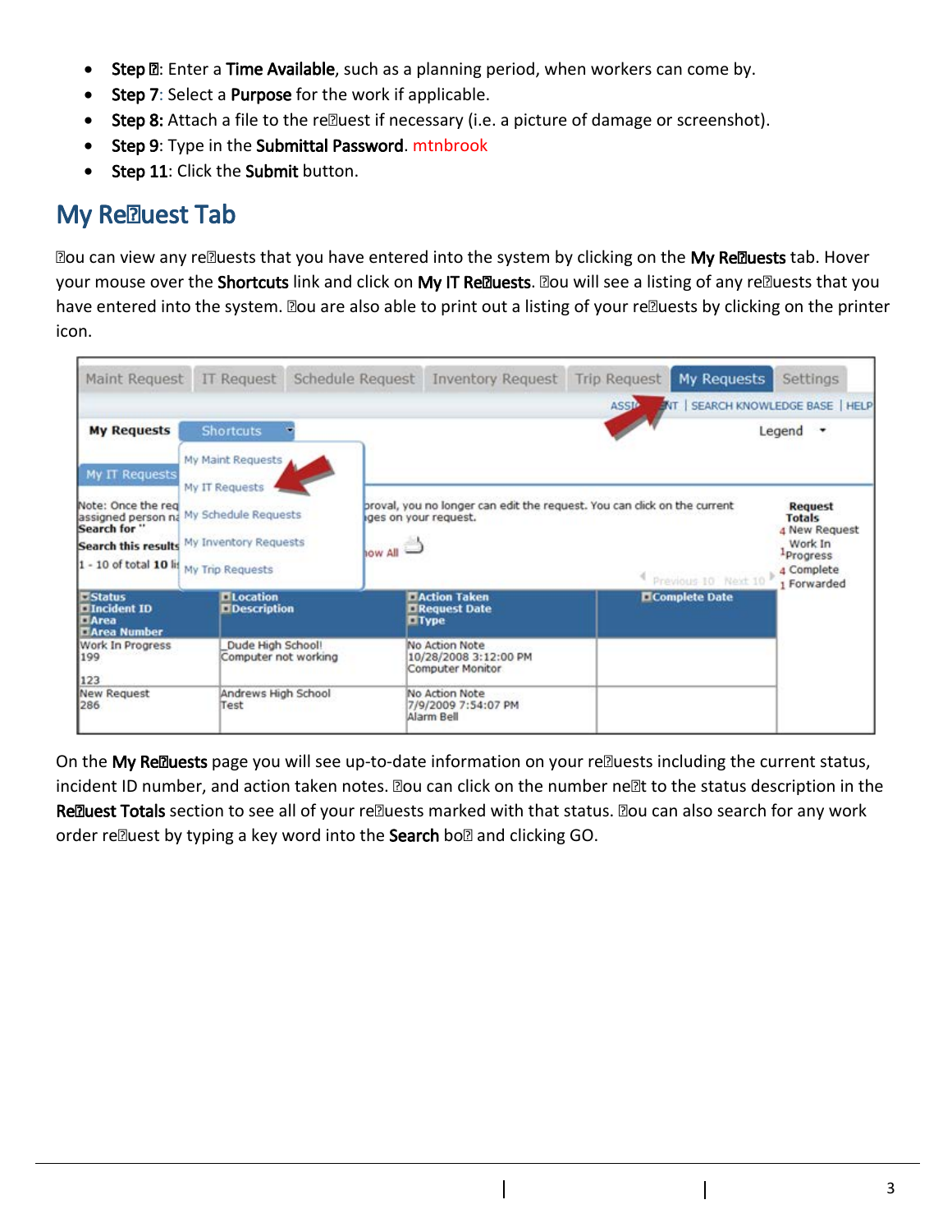- **Step 6**: Enter a **Time Available**, such as a planning period, when workers can come by.
- **Step 7**: Select a **Purpose** for the work if applicable.
- **Step 8:** Attach a file to the request if necessary (i.e. a picture of damage or screenshot).
- **Step 9**: Type in the **Submittal Password**. mtnbrook
- **Step 11**: Click the **Submit** button.

## My Request Tab

You can view any requests that you have entered into the system by clicking on the **My Requests** tab. Hover your mouse over the **Shortcuts** link and click on **My IT Requests**. You will see a listing of any requests that you have entered into the system. You are also able to print out a listing of your requests by clicking on the printer icon.

On the **My Requests** page you will see up-to-date information on your requests including the current status, incident ID number, and action taken notes. You can click on the number next to the status description in the **Request Totals** section to see all of your requests marked with that status. You can also search for any work order request by typing a key word into the **Search** box and clicking GO.